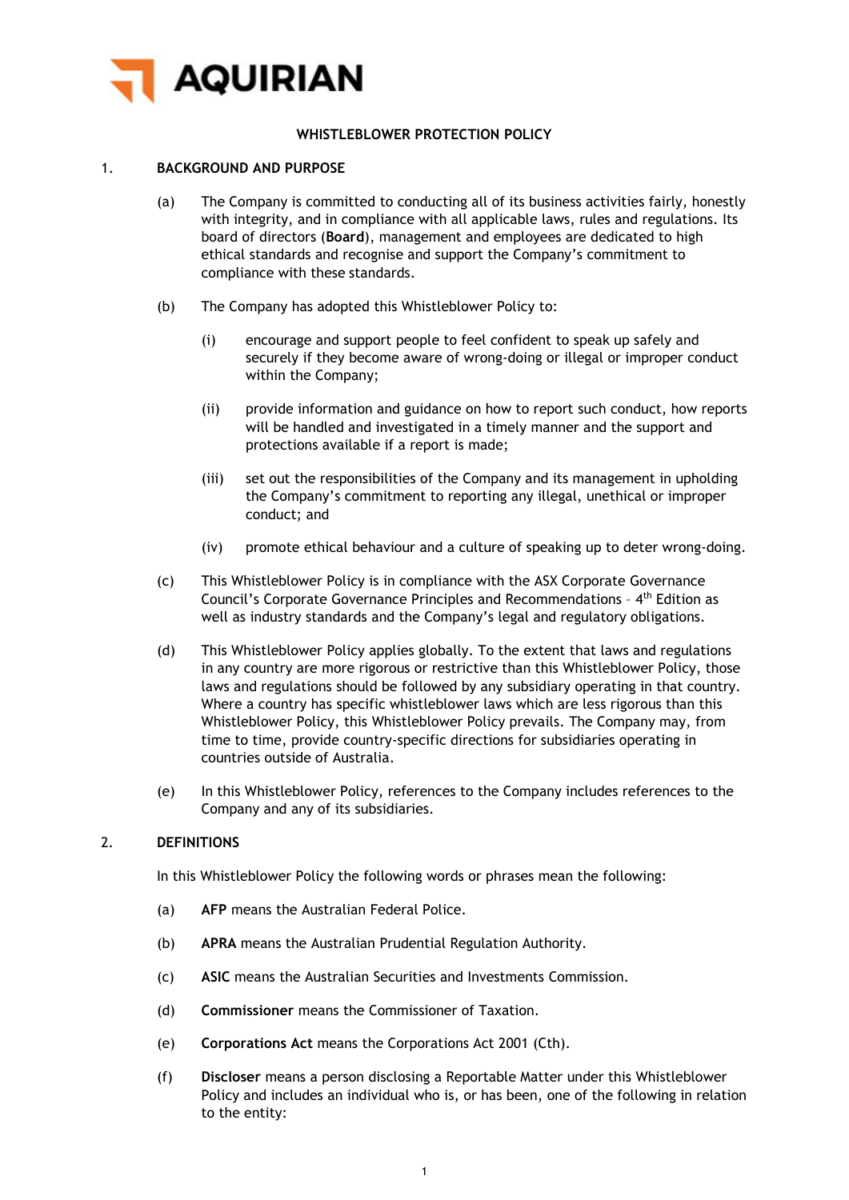**AQUIRIAN**

# WHISTLEBLOWER PROTECTION POLICY

## 1. BACKGROUND AND PURPOSE

(a) The Company is committed to conducting all of its business activities fairly, honestly with integrity, and in compliance with all applicable laws, rules and regulations. Its board of directors (**Board**), management and employees are dedicated to high ethical standards and recognise and support the Company's commitment to compliance with these standards.

(b) The Company has adopted this Whistleblower Policy to:

(i) encourage and support people to feel confident to speak up safely and securely if they become aware of wrong-doing or illegal or improper conduct within the Company;

(ii) provide information and guidance on how to report such conduct, how reports will be handled and investigated in a timely manner and the support and protections available if a report is made;

(iii) set out the responsibilities of the Company and its management in upholding the Company's commitment to reporting any illegal, unethical or improper conduct; and

(iv) promote ethical behaviour and a culture of speaking up to deter wrong-doing.

(c) This Whistleblower Policy is in compliance with the ASX Corporate Governance Council's Corporate Governance Principles and Recommendations – 4th Edition as well as industry standards and the Company's legal and regulatory obligations.

(d) This Whistleblower Policy applies globally. To the extent that laws and regulations in any country are more rigorous or restrictive than this Whistleblower Policy, those laws and regulations should be followed by any subsidiary operating in that country. Where a country has specific whistleblower laws which are less rigorous than this Whistleblower Policy, this Whistleblower Policy prevails. The Company may, from time to time, provide country-specific directions for subsidiaries operating in countries outside of Australia.

(e) In this Whistleblower Policy, references to the Company includes references to the Company and any of its subsidiaries.

## 2. DEFINITIONS

In this Whistleblower Policy the following words or phrases mean the following:

(a) **AFP** means the Australian Federal Police.

(b) **APRA** means the Australian Prudential Regulation Authority.

(c) **ASIC** means the Australian Securities and Investments Commission.

(d) **Commissioner** means the Commissioner of Taxation.

(e) **Corporations Act** means the Corporations Act 2001 (Cth).

(f) **Discloser** means a person disclosing a Reportable Matter under this Whistleblower Policy and includes an individual who is, or has been, one of the following in relation to the entity: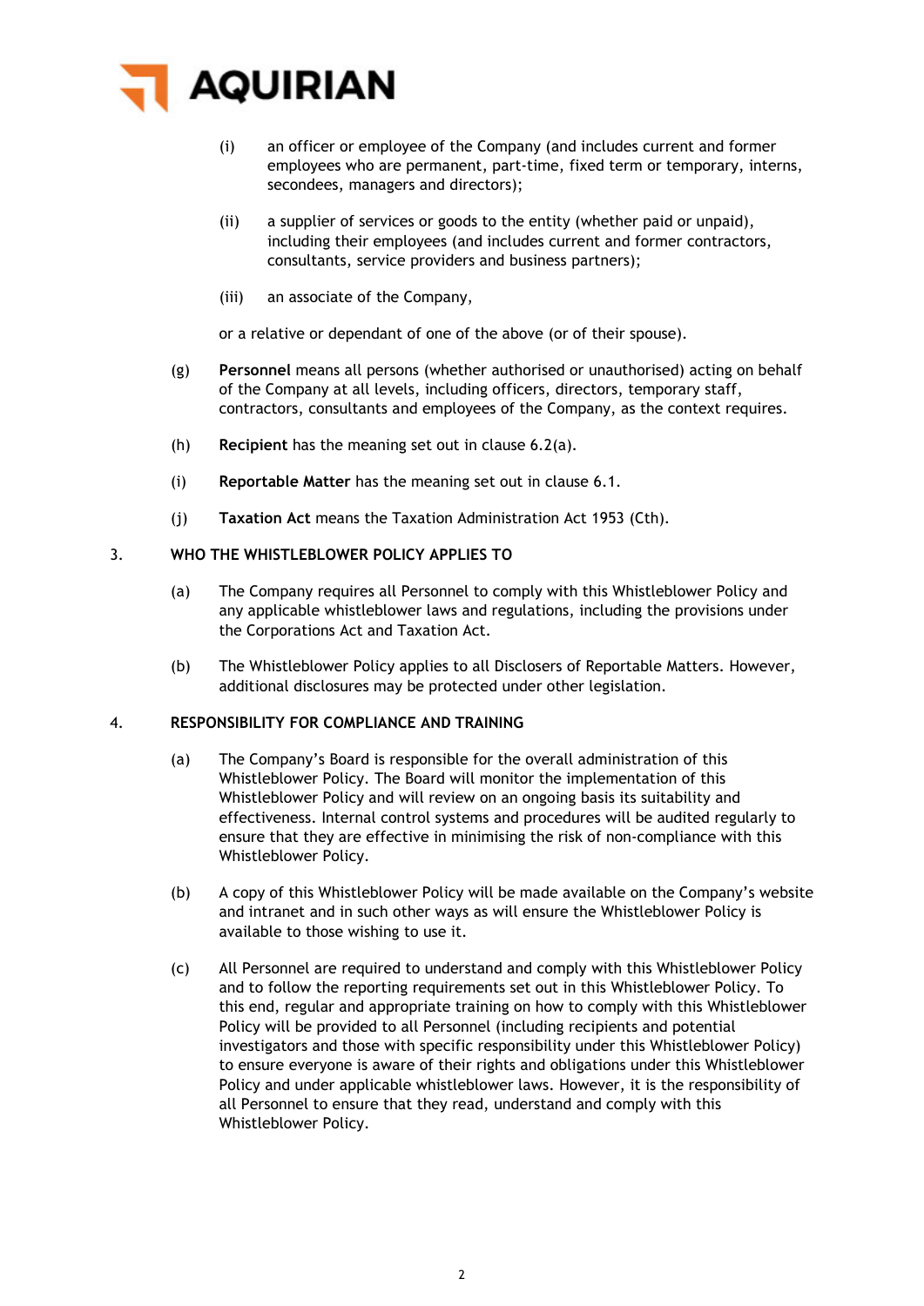(i) an officer or employee of the Company (and includes current and former employees who are permanent, part-time, fixed term or temporary, interns, secondees, managers and directors);

(ii) a supplier of services or goods to the entity (whether paid or unpaid), including their employees (and includes current and former contractors, consultants, service providers and business partners);

(iii) an associate of the Company,

or a relative or dependant of one of the above (or of their spouse).

(g) **Personnel** means all persons (whether authorised or unauthorised) acting on behalf of the Company at all levels, including officers, directors, temporary staff, contractors, consultants and employees of the Company, as the context requires.

(h) **Recipient** has the meaning set out in clause 6.2(a).

(i) **Reportable Matter** has the meaning set out in clause 6.1.

(j) **Taxation Act** means the Taxation Administration Act 1953 (Cth).

## 3. WHO THE WHISTLEBLOWER POLICY APPLIES TO

(a) The Company requires all Personnel to comply with this Whistleblower Policy and any applicable whistleblower laws and regulations, including the provisions under the Corporations Act and Taxation Act.

(b) The Whistleblower Policy applies to all Disclosers of Reportable Matters. However, additional disclosures may be protected under other legislation.

## 4. RESPONSIBILITY FOR COMPLIANCE AND TRAINING

(a) The Company's Board is responsible for the overall administration of this Whistleblower Policy. The Board will monitor the implementation of this Whistleblower Policy and will review on an ongoing basis its suitability and effectiveness. Internal control systems and procedures will be audited regularly to ensure that they are effective in minimising the risk of non-compliance with this Whistleblower Policy.

(b) A copy of this Whistleblower Policy will be made available on the Company's website and intranet and in such other ways as will ensure the Whistleblower Policy is available to those wishing to use it.

(c) All Personnel are required to understand and comply with this Whistleblower Policy and to follow the reporting requirements set out in this Whistleblower Policy. To this end, regular and appropriate training on how to comply with this Whistleblower Policy will be provided to all Personnel (including recipients and potential investigators and those with specific responsibility under this Whistleblower Policy) to ensure everyone is aware of their rights and obligations under this Whistleblower Policy and under applicable whistleblower laws. However, it is the responsibility of all Personnel to ensure that they read, understand and comply with this Whistleblower Policy.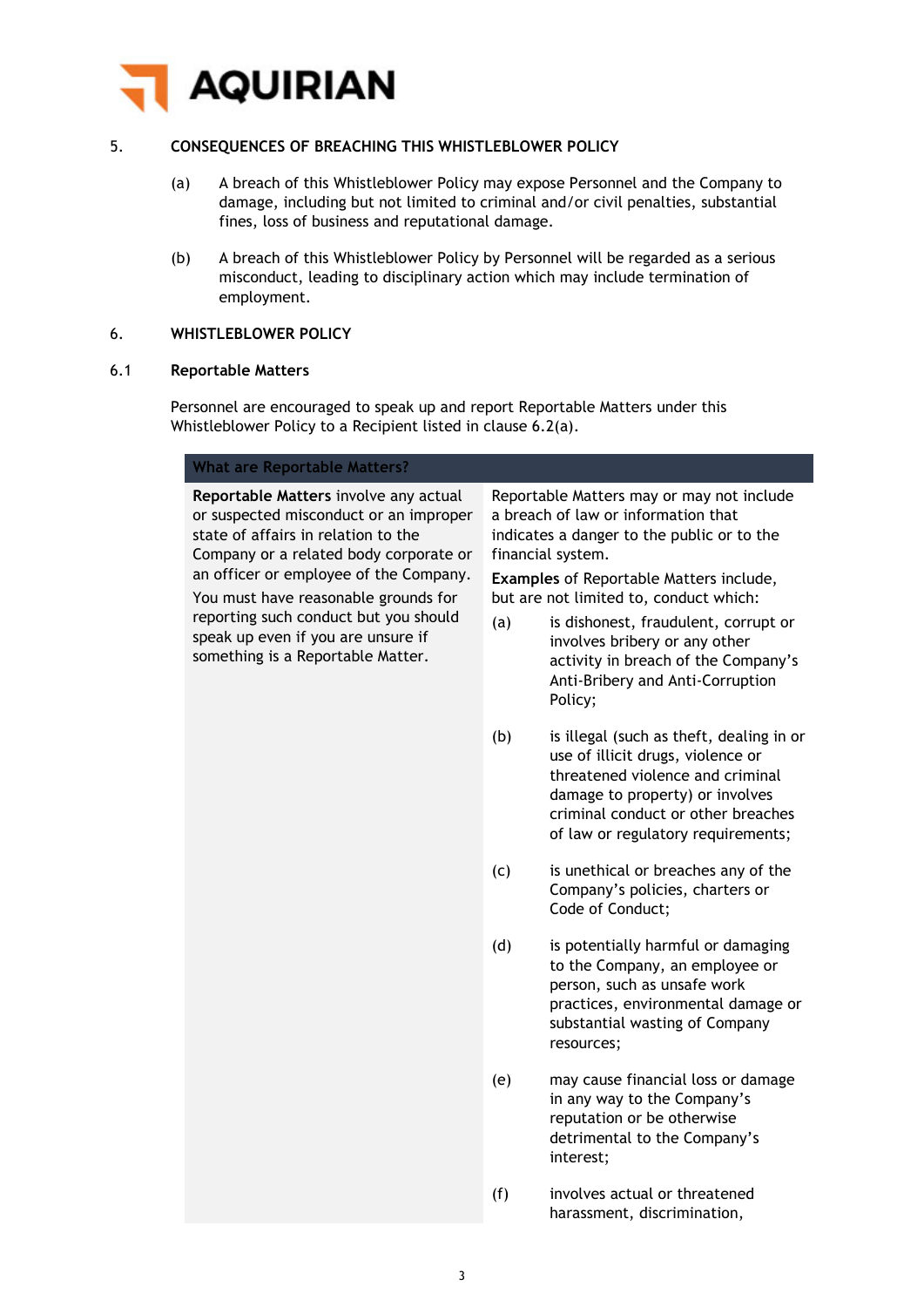## 5. CONSEQUENCES OF BREACHING THIS WHISTLEBLOWER POLICY

(a) A breach of this Whistleblower Policy may expose Personnel and the Company to damage, including but not limited to criminal and/or civil penalties, substantial fines, loss of business and reputational damage.

(b) A breach of this Whistleblower Policy by Personnel will be regarded as a serious misconduct, leading to disciplinary action which may include termination of employment.

## 6. WHISTLEBLOWER POLICY

### 6.1 Reportable Matters

Personnel are encouraged to speak up and report Reportable Matters under this Whistleblower Policy to a Recipient listed in clause 6.2(a).

| What are Reportable Matters? | |
|---|---|
| **Reportable Matters** involve any actual or suspected misconduct or an improper state of affairs in relation to the Company or a related body corporate or an officer or employee of the Company.<br><br>You must have reasonable grounds for reporting such conduct but you should speak up even if you are unsure if something is a Reportable Matter. | Reportable Matters may or may not include a breach of law or information that indicates a danger to the public or to the financial system.<br><br>**Examples** of Reportable Matters include, but are not limited to, conduct which:<br><br>(a) is dishonest, fraudulent, corrupt or involves bribery or any other activity in breach of the Company's Anti-Bribery and Anti-Corruption Policy;<br><br>(b) is illegal (such as theft, dealing in or use of illicit drugs, violence or threatened violence and criminal damage to property) or involves criminal conduct or other breaches of law or regulatory requirements;<br><br>(c) is unethical or breaches any of the Company's policies, charters or Code of Conduct;<br><br>(d) is potentially harmful or damaging to the Company, an employee or person, such as unsafe work practices, environmental damage or substantial wasting of Company resources;<br><br>(e) may cause financial loss or damage in any way to the Company's reputation or be otherwise detrimental to the Company's interest;<br><br>(f) involves actual or threatened harassment, discrimination, |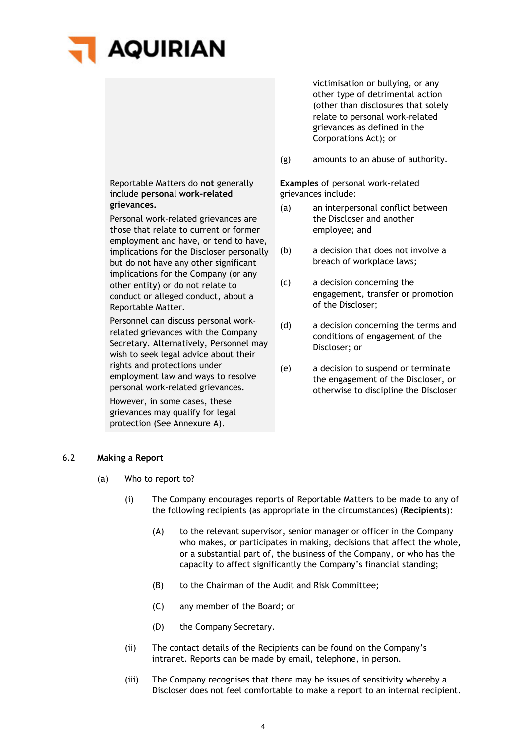victimisation or bullying, or any other type of detrimental action (other than disclosures that solely relate to personal work-related grievances as defined in the Corporations Act); or

(g) amounts to an abuse of authority.

Reportable Matters do **not** generally include **personal work-related grievances.**

Personal work-related grievances are those that relate to current or former employment and have, or tend to have, implications for the Discloser personally but do not have any other significant implications for the Company (or any other entity) or do not relate to conduct or alleged conduct, about a Reportable Matter.

Personnel can discuss personal work-related grievances with the Company Secretary. Alternatively, Personnel may wish to seek legal advice about their rights and protections under employment law and ways to resolve personal work-related grievances.

However, in some cases, these grievances may qualify for legal protection (See Annexure A).

**Examples** of personal work-related grievances include:

(a) an interpersonal conflict between the Discloser and another employee; and

(b) a decision that does not involve a breach of workplace laws;

(c) a decision concerning the engagement, transfer or promotion of the Discloser;

(d) a decision concerning the terms and conditions of engagement of the Discloser; or

(e) a decision to suspend or terminate the engagement of the Discloser, or otherwise to discipline the Discloser

### 6.2 Making a Report

(a) Who to report to?

(i) The Company encourages reports of Reportable Matters to be made to any of the following recipients (as appropriate in the circumstances) (**Recipients**):

(A) to the relevant supervisor, senior manager or officer in the Company who makes, or participates in making, decisions that affect the whole, or a substantial part of, the business of the Company, or who has the capacity to affect significantly the Company's financial standing;

(B) to the Chairman of the Audit and Risk Committee;

(C) any member of the Board; or

(D) the Company Secretary.

(ii) The contact details of the Recipients can be found on the Company's intranet. Reports can be made by email, telephone, in person.

(iii) The Company recognises that there may be issues of sensitivity whereby a Discloser does not feel comfortable to make a report to an internal recipient.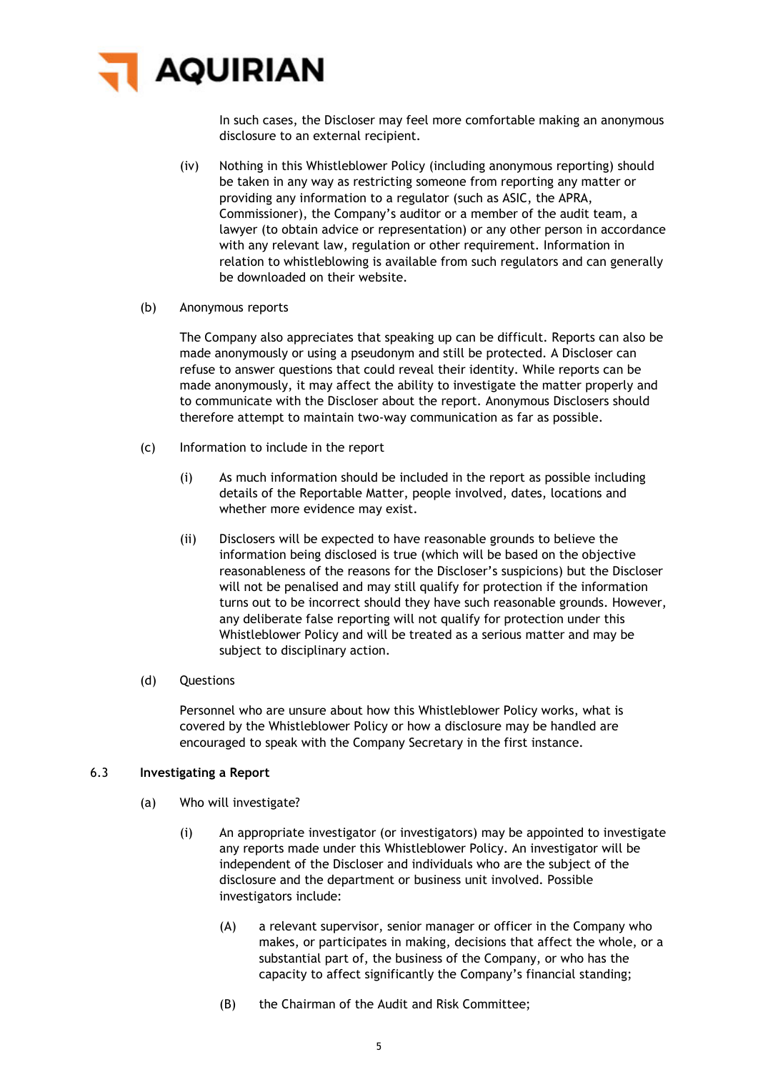In such cases, the Discloser may feel more comfortable making an anonymous disclosure to an external recipient.

(iv) Nothing in this Whistleblower Policy (including anonymous reporting) should be taken in any way as restricting someone from reporting any matter or providing any information to a regulator (such as ASIC, the APRA, Commissioner), the Company's auditor or a member of the audit team, a lawyer (to obtain advice or representation) or any other person in accordance with any relevant law, regulation or other requirement. Information in relation to whistleblowing is available from such regulators and can generally be downloaded on their website.

(b) Anonymous reports

The Company also appreciates that speaking up can be difficult. Reports can also be made anonymously or using a pseudonym and still be protected. A Discloser can refuse to answer questions that could reveal their identity. While reports can be made anonymously, it may affect the ability to investigate the matter properly and to communicate with the Discloser about the report. Anonymous Disclosers should therefore attempt to maintain two-way communication as far as possible.

(c) Information to include in the report

(i) As much information should be included in the report as possible including details of the Reportable Matter, people involved, dates, locations and whether more evidence may exist.

(ii) Disclosers will be expected to have reasonable grounds to believe the information being disclosed is true (which will be based on the objective reasonableness of the reasons for the Discloser's suspicions) but the Discloser will not be penalised and may still qualify for protection if the information turns out to be incorrect should they have such reasonable grounds. However, any deliberate false reporting will not qualify for protection under this Whistleblower Policy and will be treated as a serious matter and may be subject to disciplinary action.

(d) Questions

Personnel who are unsure about how this Whistleblower Policy works, what is covered by the Whistleblower Policy or how a disclosure may be handled are encouraged to speak with the Company Secretary in the first instance.

### 6.3 Investigating a Report

(a) Who will investigate?

(i) An appropriate investigator (or investigators) may be appointed to investigate any reports made under this Whistleblower Policy. An investigator will be independent of the Discloser and individuals who are the subject of the disclosure and the department or business unit involved. Possible investigators include:

(A) a relevant supervisor, senior manager or officer in the Company who makes, or participates in making, decisions that affect the whole, or a substantial part of, the business of the Company, or who has the capacity to affect significantly the Company's financial standing;

(B) the Chairman of the Audit and Risk Committee;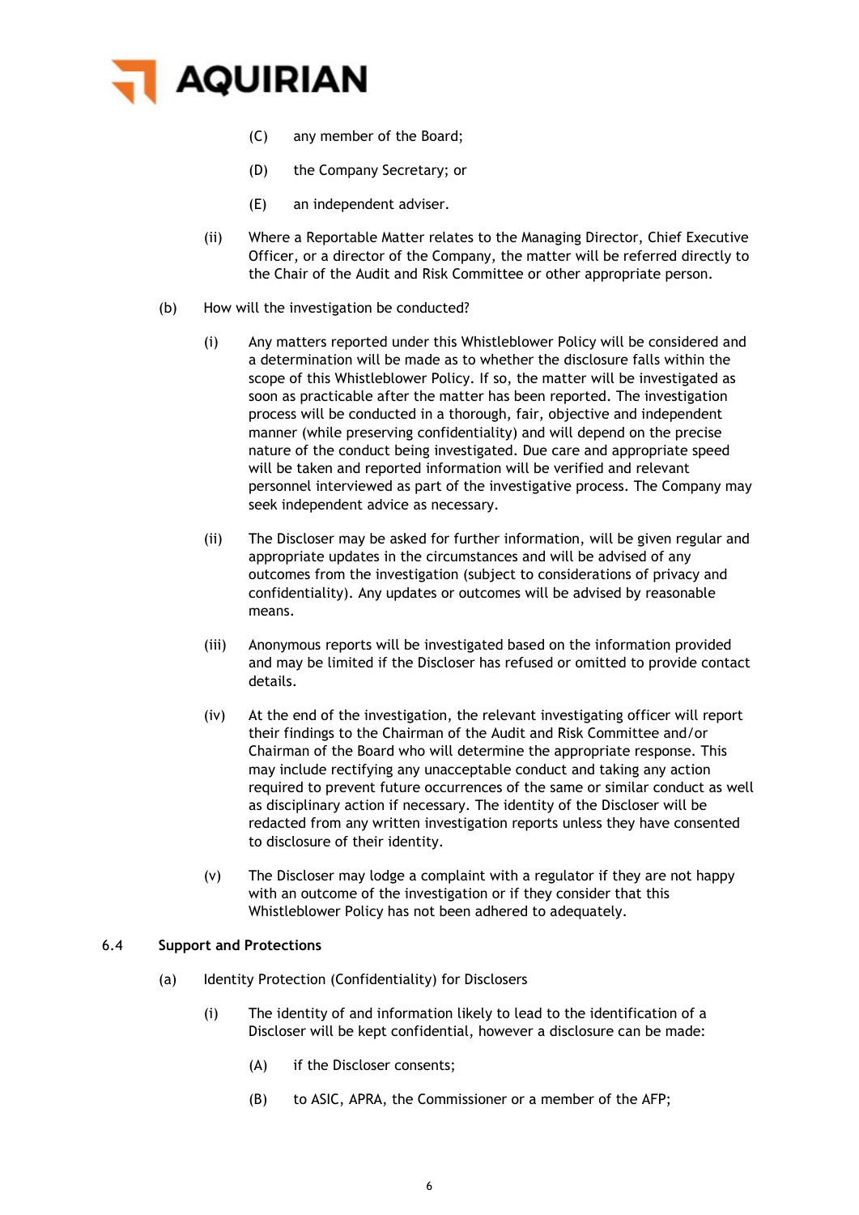(C) any member of the Board;

(D) the Company Secretary; or

(E) an independent adviser.

(ii) Where a Reportable Matter relates to the Managing Director, Chief Executive Officer, or a director of the Company, the matter will be referred directly to the Chair of the Audit and Risk Committee or other appropriate person.

(b) How will the investigation be conducted?

(i) Any matters reported under this Whistleblower Policy will be considered and a determination will be made as to whether the disclosure falls within the scope of this Whistleblower Policy. If so, the matter will be investigated as soon as practicable after the matter has been reported. The investigation process will be conducted in a thorough, fair, objective and independent manner (while preserving confidentiality) and will depend on the precise nature of the conduct being investigated. Due care and appropriate speed will be taken and reported information will be verified and relevant personnel interviewed as part of the investigative process. The Company may seek independent advice as necessary.

(ii) The Discloser may be asked for further information, will be given regular and appropriate updates in the circumstances and will be advised of any outcomes from the investigation (subject to considerations of privacy and confidentiality). Any updates or outcomes will be advised by reasonable means.

(iii) Anonymous reports will be investigated based on the information provided and may be limited if the Discloser has refused or omitted to provide contact details.

(iv) At the end of the investigation, the relevant investigating officer will report their findings to the Chairman of the Audit and Risk Committee and/or Chairman of the Board who will determine the appropriate response. This may include rectifying any unacceptable conduct and taking any action required to prevent future occurrences of the same or similar conduct as well as disciplinary action if necessary. The identity of the Discloser will be redacted from any written investigation reports unless they have consented to disclosure of their identity.

(v) The Discloser may lodge a complaint with a regulator if they are not happy with an outcome of the investigation or if they consider that this Whistleblower Policy has not been adhered to adequately.

6.4 **Support and Protections**

(a) Identity Protection (Confidentiality) for Disclosers

(i) The identity of and information likely to lead to the identification of a Discloser will be kept confidential, however a disclosure can be made:

(A) if the Discloser consents;

(B) to ASIC, APRA, the Commissioner or a member of the AFP;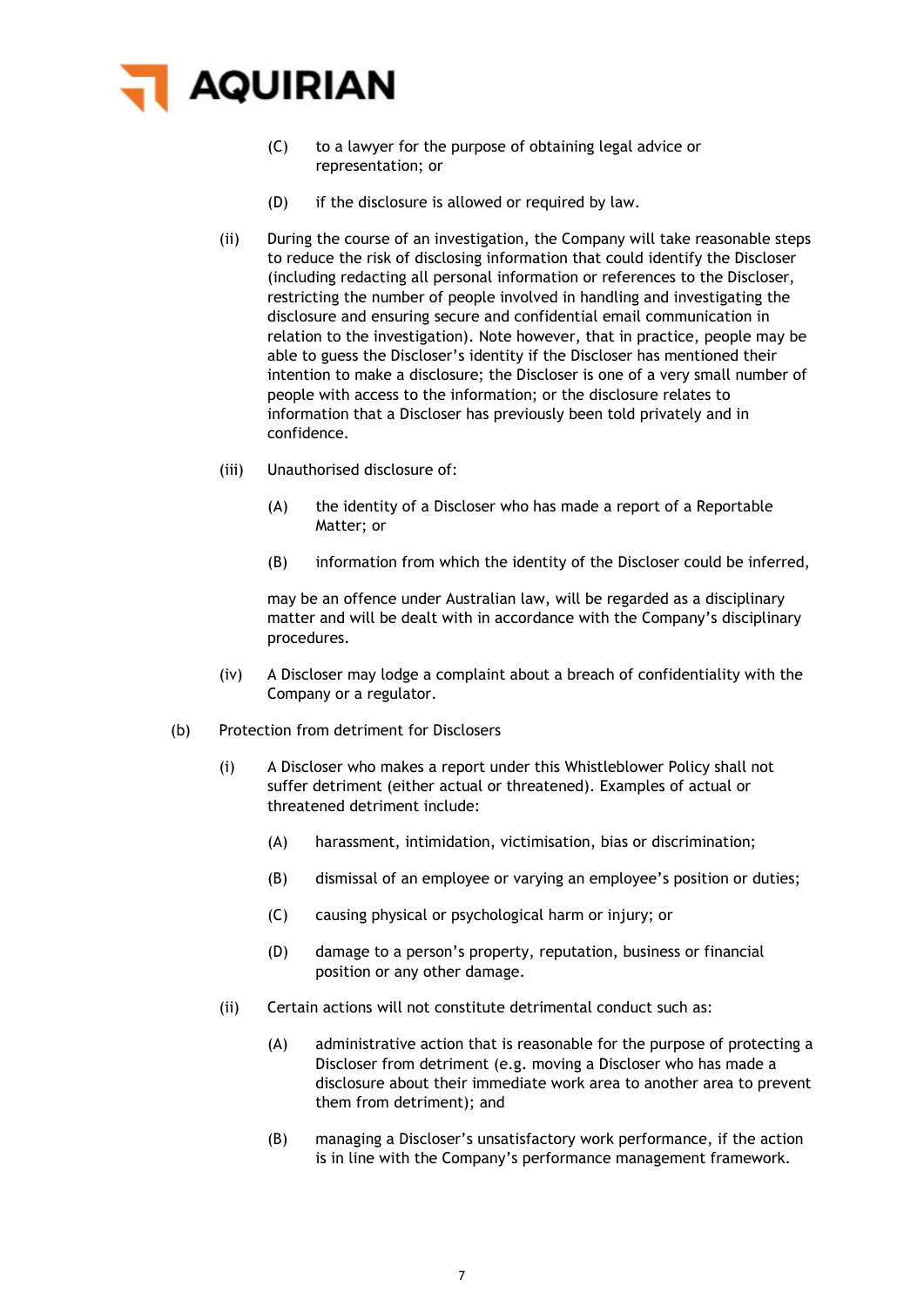(C) to a lawyer for the purpose of obtaining legal advice or representation; or

(D) if the disclosure is allowed or required by law.

(ii) During the course of an investigation, the Company will take reasonable steps to reduce the risk of disclosing information that could identify the Discloser (including redacting all personal information or references to the Discloser, restricting the number of people involved in handling and investigating the disclosure and ensuring secure and confidential email communication in relation to the investigation). Note however, that in practice, people may be able to guess the Discloser's identity if the Discloser has mentioned their intention to make a disclosure; the Discloser is one of a very small number of people with access to the information; or the disclosure relates to information that a Discloser has previously been told privately and in confidence.

(iii) Unauthorised disclosure of:

(A) the identity of a Discloser who has made a report of a Reportable Matter; or

(B) information from which the identity of the Discloser could be inferred,

may be an offence under Australian law, will be regarded as a disciplinary matter and will be dealt with in accordance with the Company's disciplinary procedures.

(iv) A Discloser may lodge a complaint about a breach of confidentiality with the Company or a regulator.

(b) Protection from detriment for Disclosers

(i) A Discloser who makes a report under this Whistleblower Policy shall not suffer detriment (either actual or threatened). Examples of actual or threatened detriment include:

(A) harassment, intimidation, victimisation, bias or discrimination;

(B) dismissal of an employee or varying an employee's position or duties;

(C) causing physical or psychological harm or injury; or

(D) damage to a person's property, reputation, business or financial position or any other damage.

(ii) Certain actions will not constitute detrimental conduct such as:

(A) administrative action that is reasonable for the purpose of protecting a Discloser from detriment (e.g. moving a Discloser who has made a disclosure about their immediate work area to another area to prevent them from detriment); and

(B) managing a Discloser's unsatisfactory work performance, if the action is in line with the Company's performance management framework.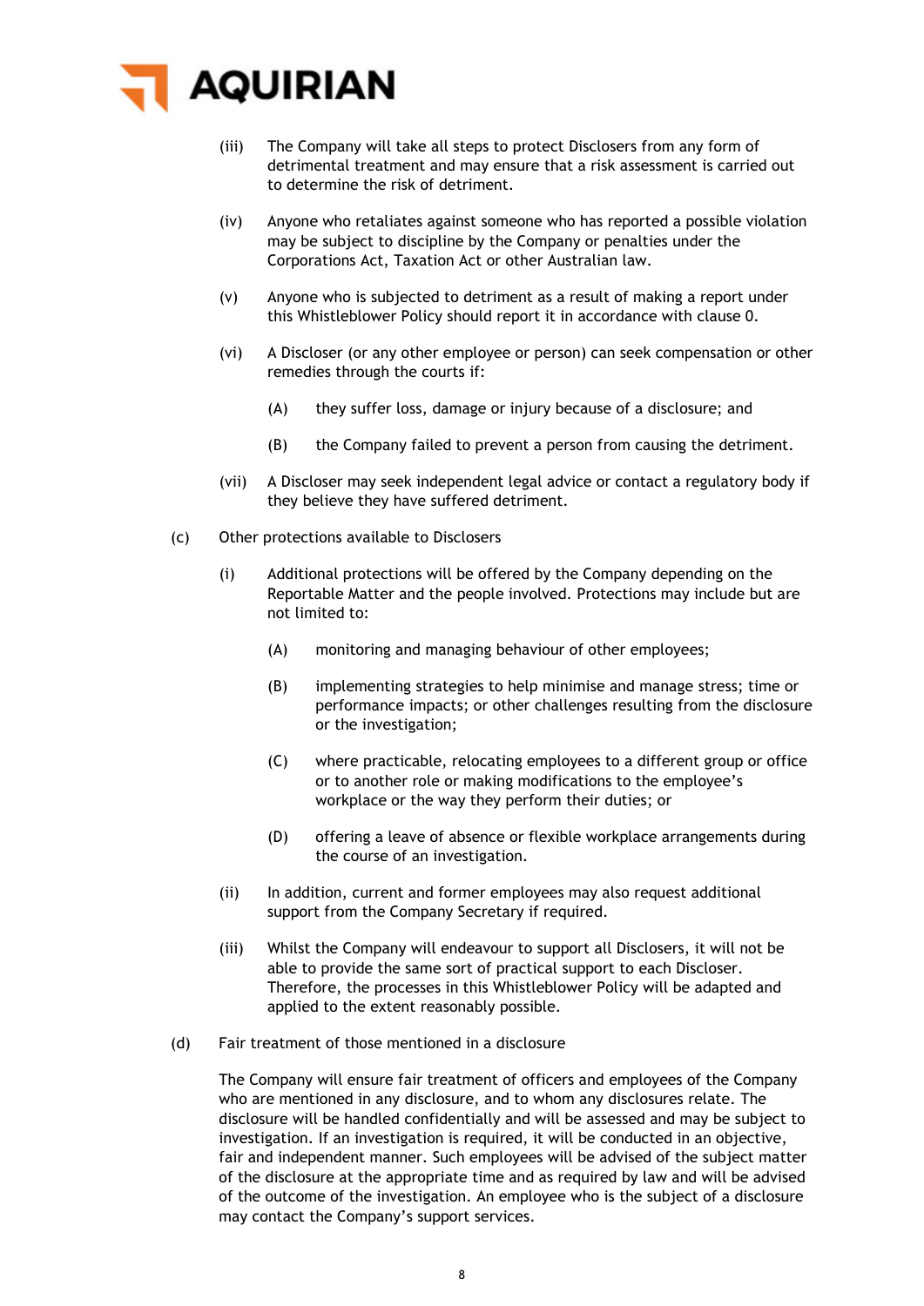(iii) The Company will take all steps to protect Disclosers from any form of detrimental treatment and may ensure that a risk assessment is carried out to determine the risk of detriment.

(iv) Anyone who retaliates against someone who has reported a possible violation may be subject to discipline by the Company or penalties under the Corporations Act, Taxation Act or other Australian law.

(v) Anyone who is subjected to detriment as a result of making a report under this Whistleblower Policy should report it in accordance with clause 0.

(vi) A Discloser (or any other employee or person) can seek compensation or other remedies through the courts if:

(A) they suffer loss, damage or injury because of a disclosure; and

(B) the Company failed to prevent a person from causing the detriment.

(vii) A Discloser may seek independent legal advice or contact a regulatory body if they believe they have suffered detriment.

(c) Other protections available to Disclosers

(i) Additional protections will be offered by the Company depending on the Reportable Matter and the people involved. Protections may include but are not limited to:

(A) monitoring and managing behaviour of other employees;

(B) implementing strategies to help minimise and manage stress; time or performance impacts; or other challenges resulting from the disclosure or the investigation;

(C) where practicable, relocating employees to a different group or office or to another role or making modifications to the employee's workplace or the way they perform their duties; or

(D) offering a leave of absence or flexible workplace arrangements during the course of an investigation.

(ii) In addition, current and former employees may also request additional support from the Company Secretary if required.

(iii) Whilst the Company will endeavour to support all Disclosers, it will not be able to provide the same sort of practical support to each Discloser. Therefore, the processes in this Whistleblower Policy will be adapted and applied to the extent reasonably possible.

(d) Fair treatment of those mentioned in a disclosure

The Company will ensure fair treatment of officers and employees of the Company who are mentioned in any disclosure, and to whom any disclosures relate. The disclosure will be handled confidentially and will be assessed and may be subject to investigation. If an investigation is required, it will be conducted in an objective, fair and independent manner. Such employees will be advised of the subject matter of the disclosure at the appropriate time and as required by law and will be advised of the outcome of the investigation. An employee who is the subject of a disclosure may contact the Company's support services.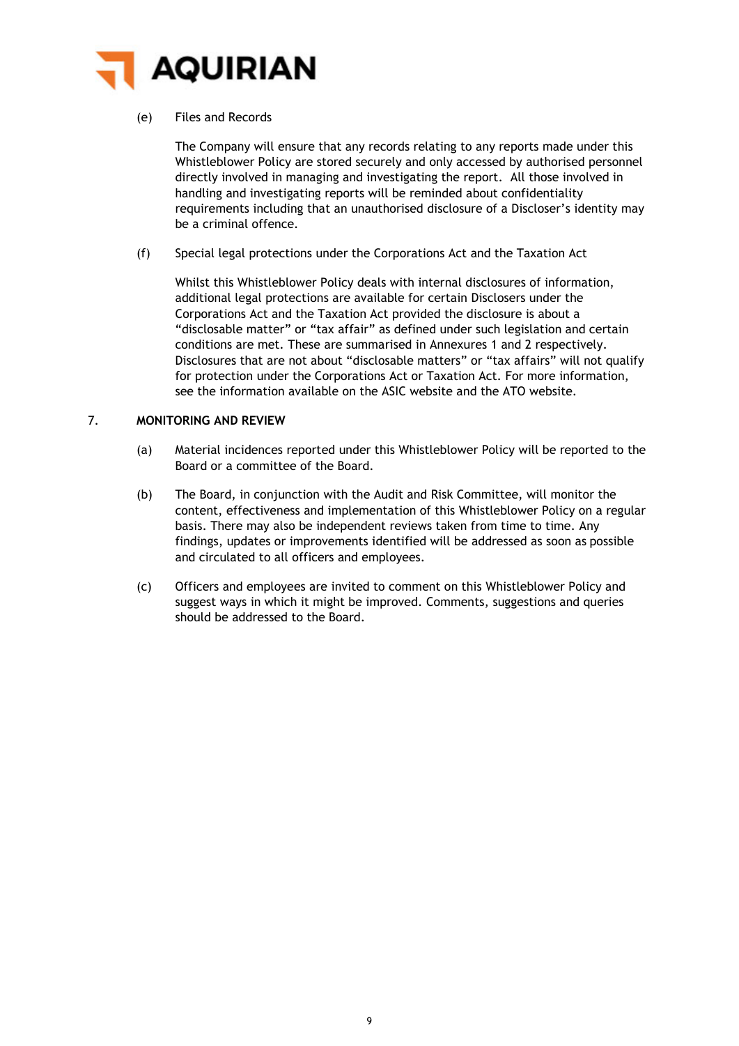(e) Files and Records

The Company will ensure that any records relating to any reports made under this Whistleblower Policy are stored securely and only accessed by authorised personnel directly involved in managing and investigating the report. All those involved in handling and investigating reports will be reminded about confidentiality requirements including that an unauthorised disclosure of a Discloser's identity may be a criminal offence.

(f) Special legal protections under the Corporations Act and the Taxation Act

Whilst this Whistleblower Policy deals with internal disclosures of information, additional legal protections are available for certain Disclosers under the Corporations Act and the Taxation Act provided the disclosure is about a "disclosable matter" or "tax affair" as defined under such legislation and certain conditions are met. These are summarised in Annexures 1 and 2 respectively. Disclosures that are not about "disclosable matters" or "tax affairs" will not qualify for protection under the Corporations Act or Taxation Act. For more information, see the information available on the ASIC website and the ATO website.

## 7. MONITORING AND REVIEW

(a) Material incidences reported under this Whistleblower Policy will be reported to the Board or a committee of the Board.

(b) The Board, in conjunction with the Audit and Risk Committee, will monitor the content, effectiveness and implementation of this Whistleblower Policy on a regular basis. There may also be independent reviews taken from time to time. Any findings, updates or improvements identified will be addressed as soon as possible and circulated to all officers and employees.

(c) Officers and employees are invited to comment on this Whistleblower Policy and suggest ways in which it might be improved. Comments, suggestions and queries should be addressed to the Board.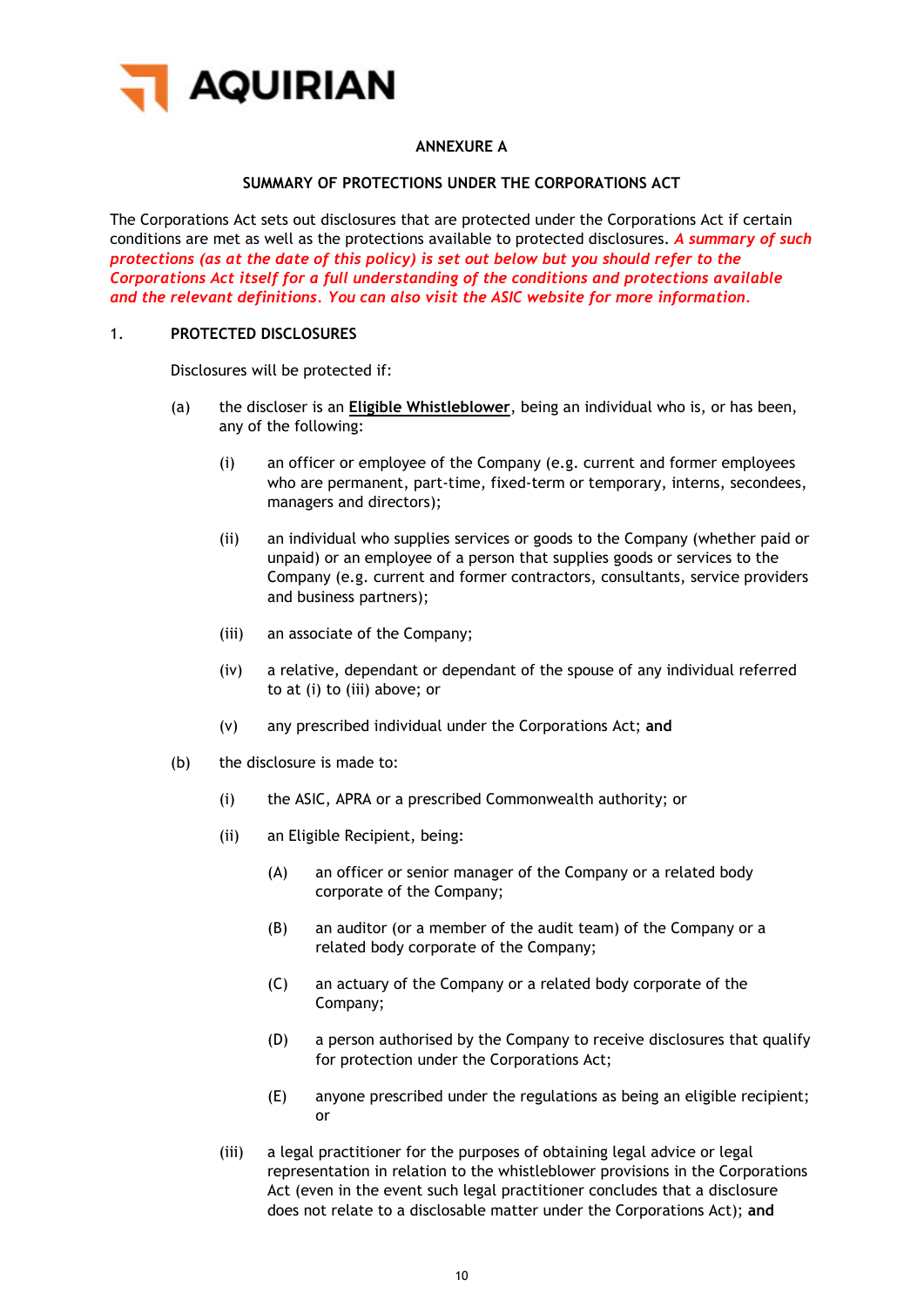## ANNEXURE A

## SUMMARY OF PROTECTIONS UNDER THE CORPORATIONS ACT

The Corporations Act sets out disclosures that are protected under the Corporations Act if certain conditions are met as well as the protections available to protected disclosures. ***A summary of such protections (as at the date of this policy) is set out below but you should refer to the Corporations Act itself for a full understanding of the conditions and protections available and the relevant definitions. You can also visit the ASIC website for more information.***

### 1. PROTECTED DISCLOSURES

Disclosures will be protected if:

(a) the discloser is an **Eligible Whistleblower**, being an individual who is, or has been, any of the following:

   (i) an officer or employee of the Company (e.g. current and former employees who are permanent, part-time, fixed-term or temporary, interns, secondees, managers and directors);

   (ii) an individual who supplies services or goods to the Company (whether paid or unpaid) or an employee of a person that supplies goods or services to the Company (e.g. current and former contractors, consultants, service providers and business partners);

   (iii) an associate of the Company;

   (iv) a relative, dependant or dependant of the spouse of any individual referred to at (i) to (iii) above; or

   (v) any prescribed individual under the Corporations Act; **and**

(b) the disclosure is made to:

   (i) the ASIC, APRA or a prescribed Commonwealth authority; or

   (ii) an Eligible Recipient, being:

      (A) an officer or senior manager of the Company or a related body corporate of the Company;

      (B) an auditor (or a member of the audit team) of the Company or a related body corporate of the Company;

      (C) an actuary of the Company or a related body corporate of the Company;

      (D) a person authorised by the Company to receive disclosures that qualify for protection under the Corporations Act;

      (E) anyone prescribed under the regulations as being an eligible recipient; or

   (iii) a legal practitioner for the purposes of obtaining legal advice or legal representation in relation to the whistleblower provisions in the Corporations Act (even in the event such legal practitioner concludes that a disclosure does not relate to a disclosable matter under the Corporations Act); **and**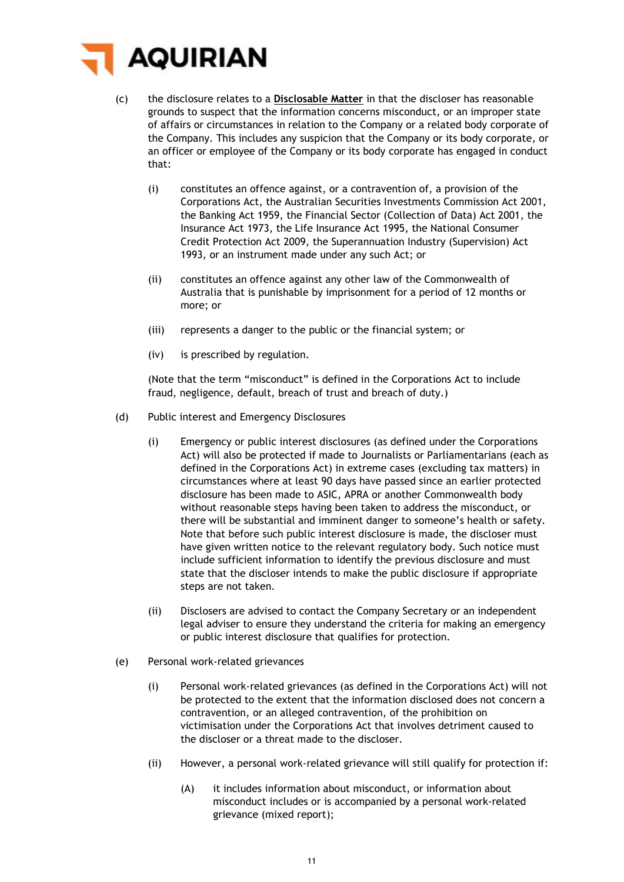(c) the disclosure relates to a **<u>Disclosable Matter</u>** in that the discloser has reasonable grounds to suspect that the information concerns misconduct, or an improper state of affairs or circumstances in relation to the Company or a related body corporate of the Company. This includes any suspicion that the Company or its body corporate, or an officer or employee of the Company or its body corporate has engaged in conduct that:

    (i) constitutes an offence against, or a contravention of, a provision of the Corporations Act, the Australian Securities Investments Commission Act 2001, the Banking Act 1959, the Financial Sector (Collection of Data) Act 2001, the Insurance Act 1973, the Life Insurance Act 1995, the National Consumer Credit Protection Act 2009, the Superannuation Industry (Supervision) Act 1993, or an instrument made under any such Act; or

    (ii) constitutes an offence against any other law of the Commonwealth of Australia that is punishable by imprisonment for a period of 12 months or more; or

    (iii) represents a danger to the public or the financial system; or

    (iv) is prescribed by regulation.

    (Note that the term "misconduct" is defined in the Corporations Act to include fraud, negligence, default, breach of trust and breach of duty.)

(d) Public interest and Emergency Disclosures

    (i) Emergency or public interest disclosures (as defined under the Corporations Act) will also be protected if made to Journalists or Parliamentarians (each as defined in the Corporations Act) in extreme cases (excluding tax matters) in circumstances where at least 90 days have passed since an earlier protected disclosure has been made to ASIC, APRA or another Commonwealth body without reasonable steps having been taken to address the misconduct, or there will be substantial and imminent danger to someone's health or safety. Note that before such public interest disclosure is made, the discloser must have given written notice to the relevant regulatory body. Such notice must include sufficient information to identify the previous disclosure and must state that the discloser intends to make the public disclosure if appropriate steps are not taken.

    (ii) Disclosers are advised to contact the Company Secretary or an independent legal adviser to ensure they understand the criteria for making an emergency or public interest disclosure that qualifies for protection.

(e) Personal work-related grievances

    (i) Personal work-related grievances (as defined in the Corporations Act) will not be protected to the extent that the information disclosed does not concern a contravention, or an alleged contravention, of the prohibition on victimisation under the Corporations Act that involves detriment caused to the discloser or a threat made to the discloser.

    (ii) However, a personal work-related grievance will still qualify for protection if:

        (A) it includes information about misconduct, or information about misconduct includes or is accompanied by a personal work-related grievance (mixed report);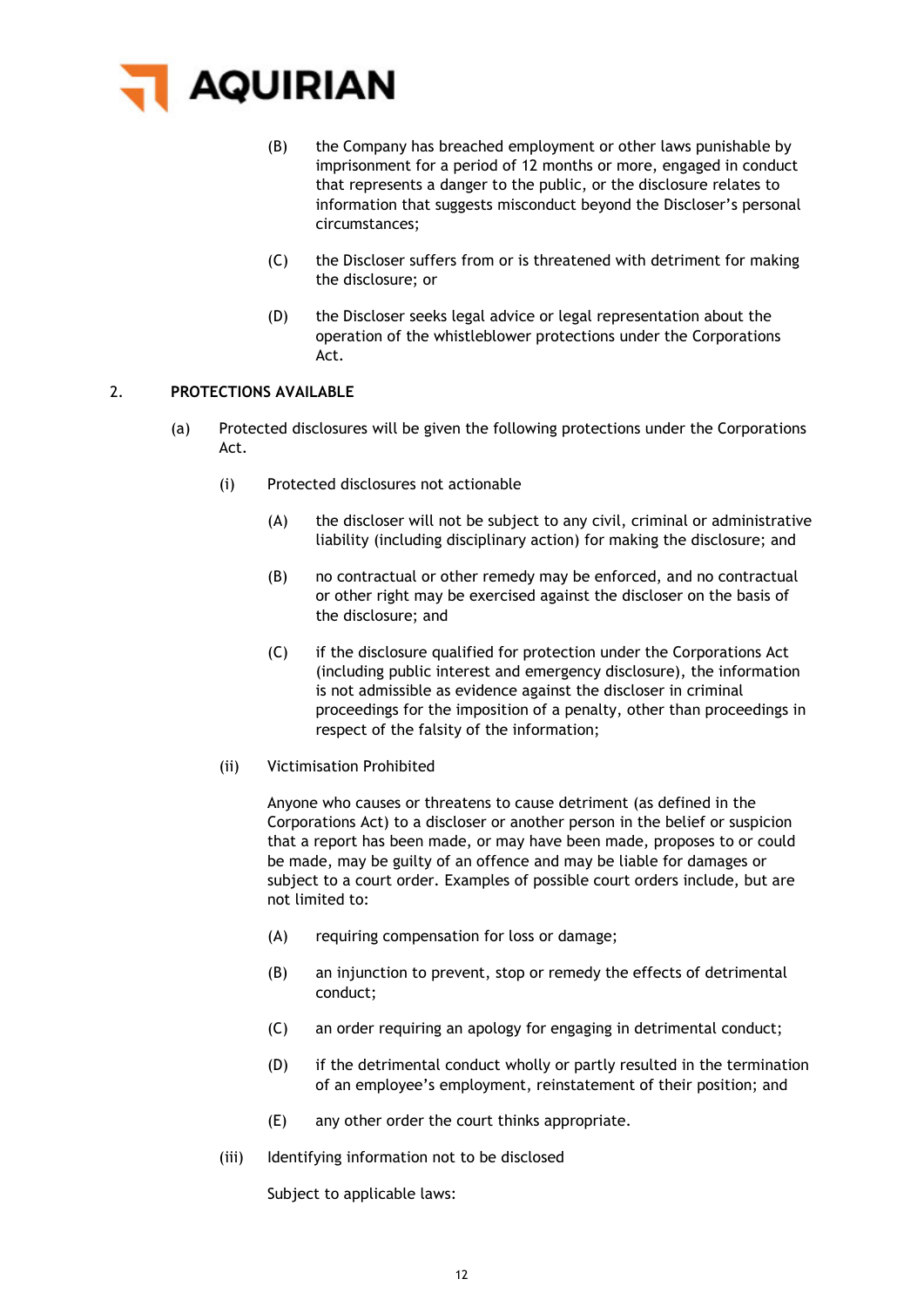(B) the Company has breached employment or other laws punishable by imprisonment for a period of 12 months or more, engaged in conduct that represents a danger to the public, or the disclosure relates to information that suggests misconduct beyond the Discloser's personal circumstances;

(C) the Discloser suffers from or is threatened with detriment for making the disclosure; or

(D) the Discloser seeks legal advice or legal representation about the operation of the whistleblower protections under the Corporations Act.

## 2. PROTECTIONS AVAILABLE

(a) Protected disclosures will be given the following protections under the Corporations Act.

(i) Protected disclosures not actionable

(A) the discloser will not be subject to any civil, criminal or administrative liability (including disciplinary action) for making the disclosure; and

(B) no contractual or other remedy may be enforced, and no contractual or other right may be exercised against the discloser on the basis of the disclosure; and

(C) if the disclosure qualified for protection under the Corporations Act (including public interest and emergency disclosure), the information is not admissible as evidence against the discloser in criminal proceedings for the imposition of a penalty, other than proceedings in respect of the falsity of the information;

(ii) Victimisation Prohibited

Anyone who causes or threatens to cause detriment (as defined in the Corporations Act) to a discloser or another person in the belief or suspicion that a report has been made, or may have been made, proposes to or could be made, may be guilty of an offence and may be liable for damages or subject to a court order. Examples of possible court orders include, but are not limited to:

(A) requiring compensation for loss or damage;

(B) an injunction to prevent, stop or remedy the effects of detrimental conduct;

(C) an order requiring an apology for engaging in detrimental conduct;

(D) if the detrimental conduct wholly or partly resulted in the termination of an employee's employment, reinstatement of their position; and

(E) any other order the court thinks appropriate.

(iii) Identifying information not to be disclosed

Subject to applicable laws: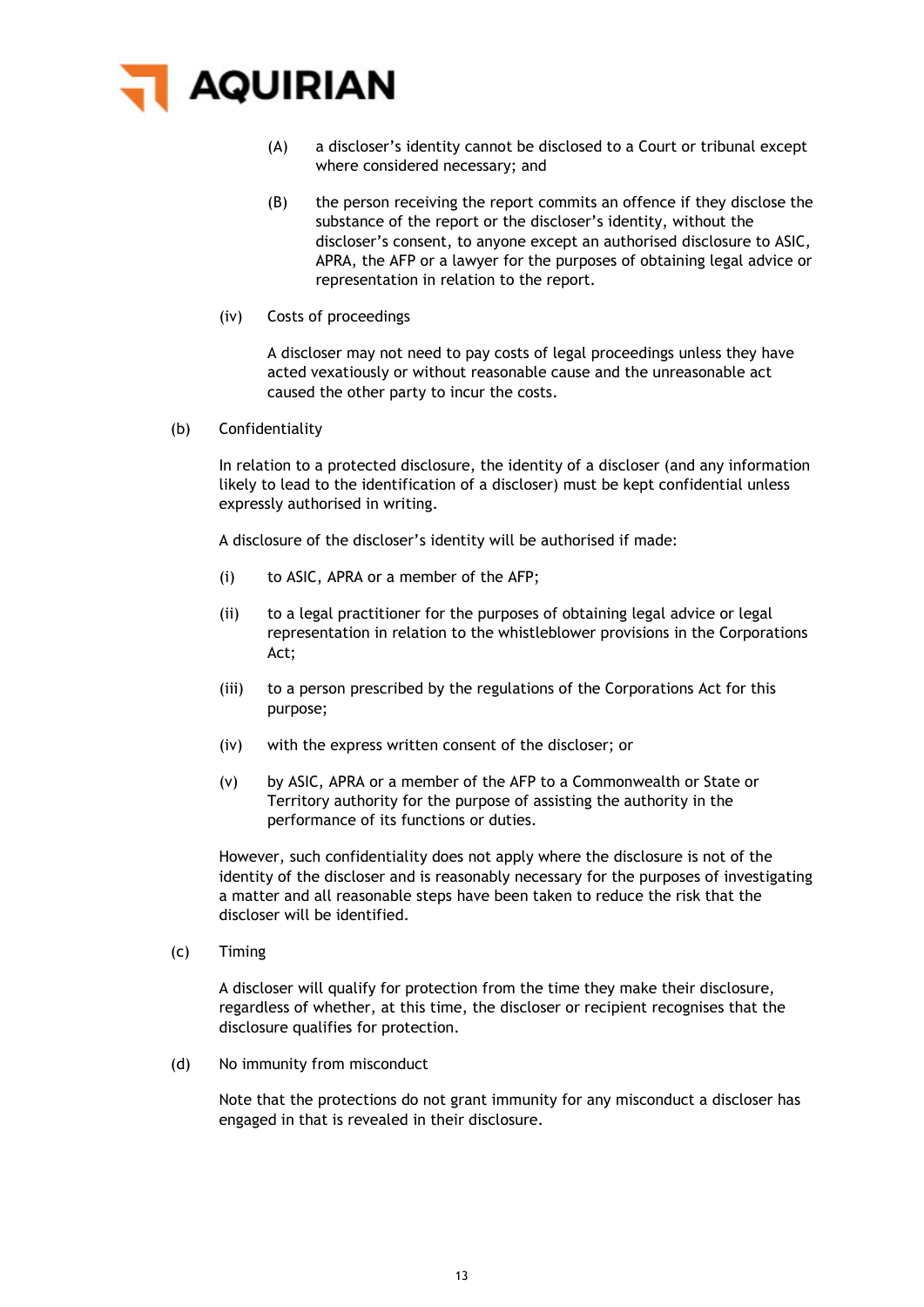(A) a discloser's identity cannot be disclosed to a Court or tribunal except where considered necessary; and

(B) the person receiving the report commits an offence if they disclose the substance of the report or the discloser's identity, without the discloser's consent, to anyone except an authorised disclosure to ASIC, APRA, the AFP or a lawyer for the purposes of obtaining legal advice or representation in relation to the report.

(iv) Costs of proceedings

A discloser may not need to pay costs of legal proceedings unless they have acted vexatiously or without reasonable cause and the unreasonable act caused the other party to incur the costs.

(b) Confidentiality

In relation to a protected disclosure, the identity of a discloser (and any information likely to lead to the identification of a discloser) must be kept confidential unless expressly authorised in writing.

A disclosure of the discloser's identity will be authorised if made:

(i) to ASIC, APRA or a member of the AFP;

(ii) to a legal practitioner for the purposes of obtaining legal advice or legal representation in relation to the whistleblower provisions in the Corporations Act;

(iii) to a person prescribed by the regulations of the Corporations Act for this purpose;

(iv) with the express written consent of the discloser; or

(v) by ASIC, APRA or a member of the AFP to a Commonwealth or State or Territory authority for the purpose of assisting the authority in the performance of its functions or duties.

However, such confidentiality does not apply where the disclosure is not of the identity of the discloser and is reasonably necessary for the purposes of investigating a matter and all reasonable steps have been taken to reduce the risk that the discloser will be identified.

(c) Timing

A discloser will qualify for protection from the time they make their disclosure, regardless of whether, at this time, the discloser or recipient recognises that the disclosure qualifies for protection.

(d) No immunity from misconduct

Note that the protections do not grant immunity for any misconduct a discloser has engaged in that is revealed in their disclosure.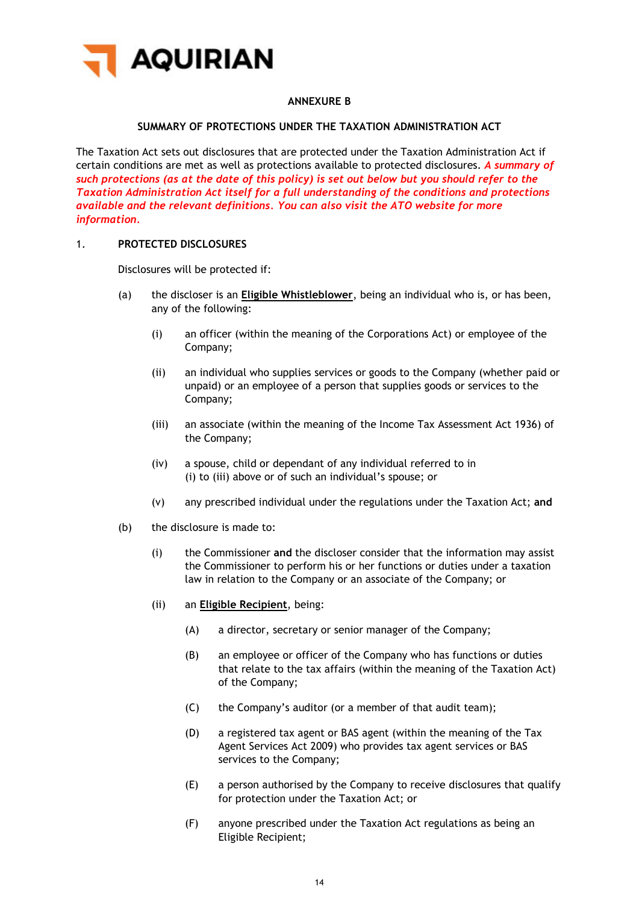## ANNEXURE B

### SUMMARY OF PROTECTIONS UNDER THE TAXATION ADMINISTRATION ACT

The Taxation Act sets out disclosures that are protected under the Taxation Administration Act if certain conditions are met as well as protections available to protected disclosures. ***A summary of such protections (as at the date of this policy) is set out below but you should refer to the Taxation Administration Act itself for a full understanding of the conditions and protections available and the relevant definitions. You can also visit the ATO website for more information.***

1. **PROTECTED DISCLOSURES**

   Disclosures will be protected if:

   (a) the discloser is an **Eligible Whistleblower**, being an individual who is, or has been, any of the following:

      (i) an officer (within the meaning of the Corporations Act) or employee of the Company;

      (ii) an individual who supplies services or goods to the Company (whether paid or unpaid) or an employee of a person that supplies goods or services to the Company;

      (iii) an associate (within the meaning of the Income Tax Assessment Act 1936) of the Company;

      (iv) a spouse, child or dependant of any individual referred to in (i) to (iii) above or of such an individual's spouse; or

      (v) any prescribed individual under the regulations under the Taxation Act; **and**

   (b) the disclosure is made to:

      (i) the Commissioner **and** the discloser consider that the information may assist the Commissioner to perform his or her functions or duties under a taxation law in relation to the Company or an associate of the Company; or

      (ii) an **Eligible Recipient**, being:

         (A) a director, secretary or senior manager of the Company;

         (B) an employee or officer of the Company who has functions or duties that relate to the tax affairs (within the meaning of the Taxation Act) of the Company;

         (C) the Company's auditor (or a member of that audit team);

         (D) a registered tax agent or BAS agent (within the meaning of the Tax Agent Services Act 2009) who provides tax agent services or BAS services to the Company;

         (E) a person authorised by the Company to receive disclosures that qualify for protection under the Taxation Act; or

         (F) anyone prescribed under the Taxation Act regulations as being an Eligible Recipient;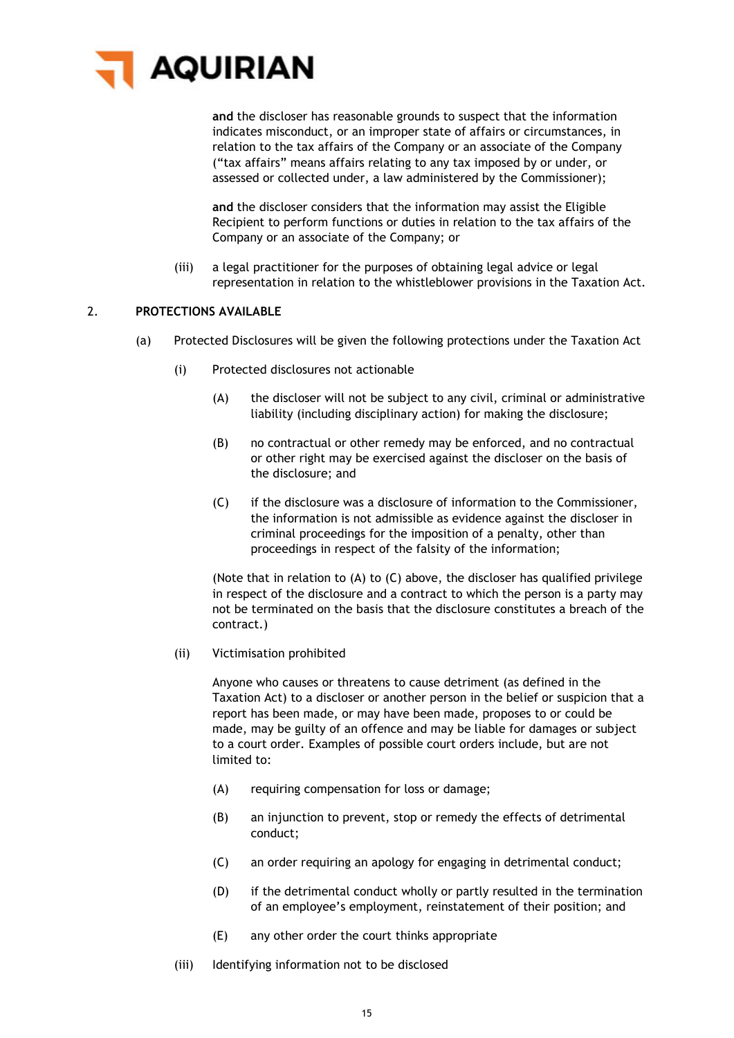**and** the discloser has reasonable grounds to suspect that the information indicates misconduct, or an improper state of affairs or circumstances, in relation to the tax affairs of the Company or an associate of the Company ("tax affairs" means affairs relating to any tax imposed by or under, or assessed or collected under, a law administered by the Commissioner);

**and** the discloser considers that the information may assist the Eligible Recipient to perform functions or duties in relation to the tax affairs of the Company or an associate of the Company; or

(iii) a legal practitioner for the purposes of obtaining legal advice or legal representation in relation to the whistleblower provisions in the Taxation Act.

## 2. PROTECTIONS AVAILABLE

(a) Protected Disclosures will be given the following protections under the Taxation Act

(i) Protected disclosures not actionable

(A) the discloser will not be subject to any civil, criminal or administrative liability (including disciplinary action) for making the disclosure;

(B) no contractual or other remedy may be enforced, and no contractual or other right may be exercised against the discloser on the basis of the disclosure; and

(C) if the disclosure was a disclosure of information to the Commissioner, the information is not admissible as evidence against the discloser in criminal proceedings for the imposition of a penalty, other than proceedings in respect of the falsity of the information;

(Note that in relation to (A) to (C) above, the discloser has qualified privilege in respect of the disclosure and a contract to which the person is a party may not be terminated on the basis that the disclosure constitutes a breach of the contract.)

(ii) Victimisation prohibited

Anyone who causes or threatens to cause detriment (as defined in the Taxation Act) to a discloser or another person in the belief or suspicion that a report has been made, or may have been made, proposes to or could be made, may be guilty of an offence and may be liable for damages or subject to a court order. Examples of possible court orders include, but are not limited to:

(A) requiring compensation for loss or damage;

(B) an injunction to prevent, stop or remedy the effects of detrimental conduct;

(C) an order requiring an apology for engaging in detrimental conduct;

(D) if the detrimental conduct wholly or partly resulted in the termination of an employee's employment, reinstatement of their position; and

(E) any other order the court thinks appropriate

(iii) Identifying information not to be disclosed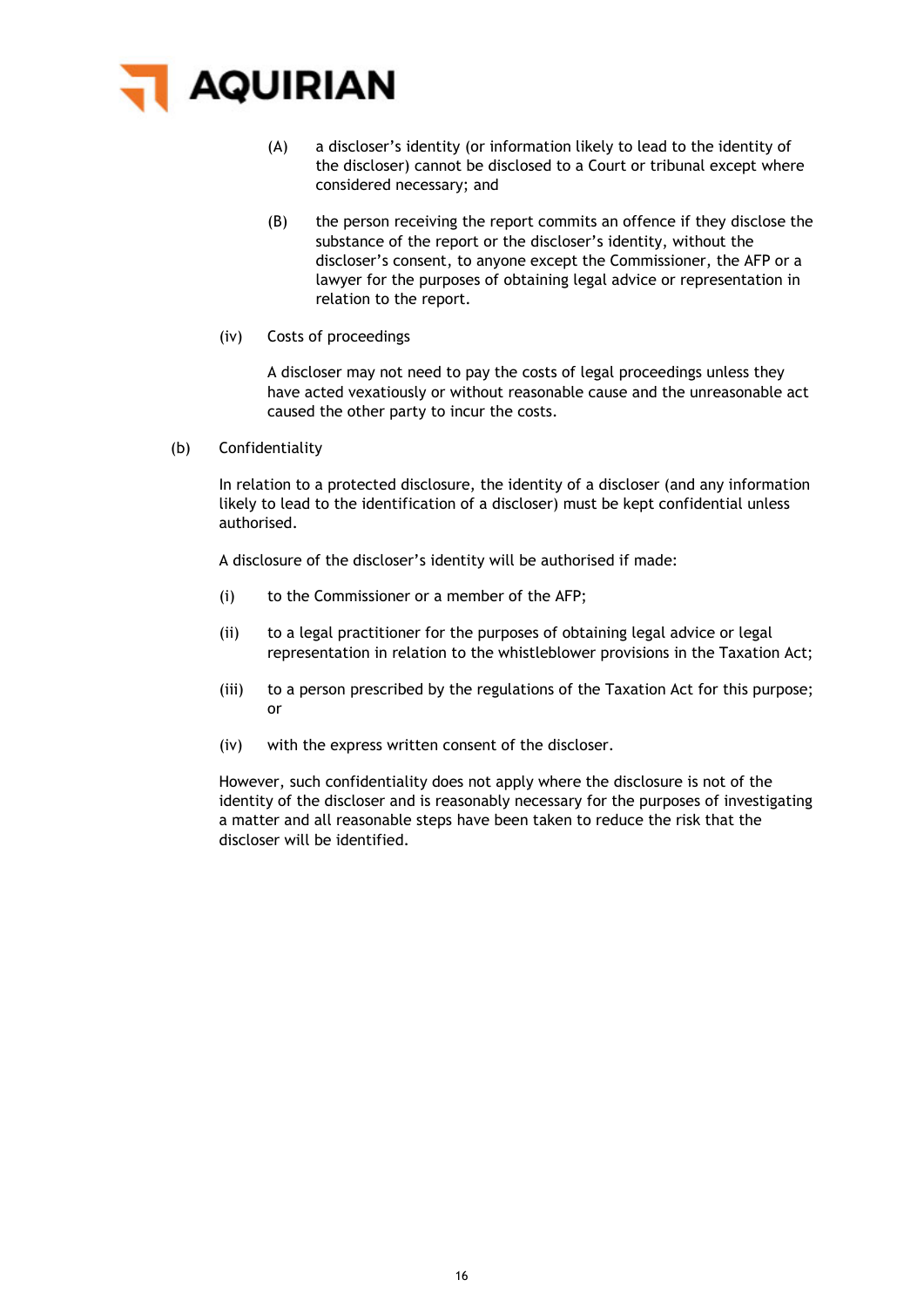(A) a discloser's identity (or information likely to lead to the identity of the discloser) cannot be disclosed to a Court or tribunal except where considered necessary; and

(B) the person receiving the report commits an offence if they disclose the substance of the report or the discloser's identity, without the discloser's consent, to anyone except the Commissioner, the AFP or a lawyer for the purposes of obtaining legal advice or representation in relation to the report.

(iv) Costs of proceedings

A discloser may not need to pay the costs of legal proceedings unless they have acted vexatiously or without reasonable cause and the unreasonable act caused the other party to incur the costs.

(b) Confidentiality

In relation to a protected disclosure, the identity of a discloser (and any information likely to lead to the identification of a discloser) must be kept confidential unless authorised.

A disclosure of the discloser's identity will be authorised if made:

(i) to the Commissioner or a member of the AFP;

(ii) to a legal practitioner for the purposes of obtaining legal advice or legal representation in relation to the whistleblower provisions in the Taxation Act;

(iii) to a person prescribed by the regulations of the Taxation Act for this purpose; or

(iv) with the express written consent of the discloser.

However, such confidentiality does not apply where the disclosure is not of the identity of the discloser and is reasonably necessary for the purposes of investigating a matter and all reasonable steps have been taken to reduce the risk that the discloser will be identified.